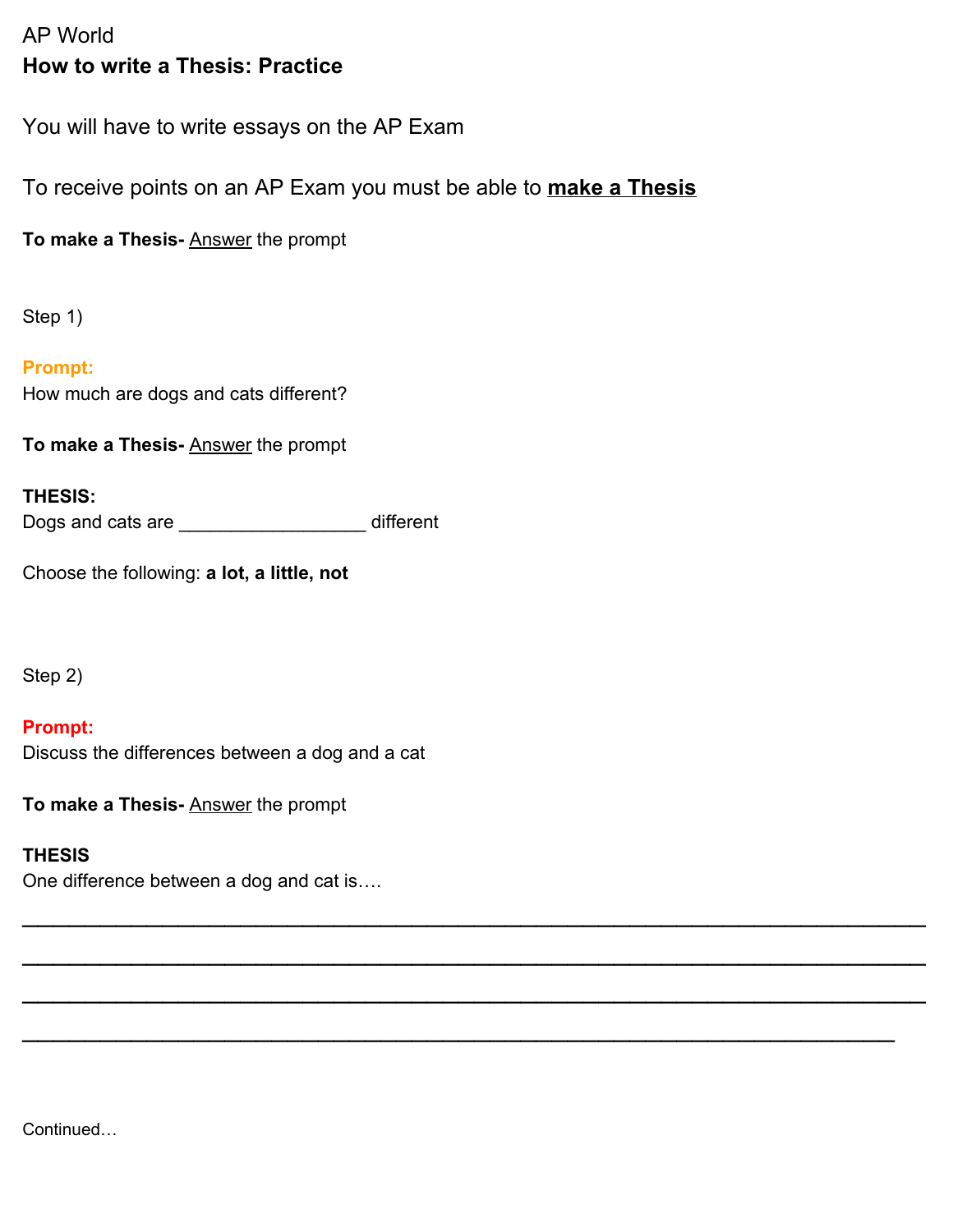AP World

**How to write a Thesis: Practice**

You will have to write essays on the AP Exam

To receive points on an AP Exam you must be able to **make a Thesis**

**To make a Thesis-** Answer the prompt

Step 1)

**Prompt:**

How much are dogs and cats different?

**To make a Thesis-** Answer the prompt

**THESIS:**

Dogs and cats are _________________ different

Choose the following: **a lot, a little, not**

Step 2)

**Prompt:**

Discuss the differences between a dog and a cat

**To make a Thesis-** Answer the prompt

**THESIS**

One difference between a dog and cat is….

______________________________________________________________________________

______________________________________________________________________________

______________________________________________________________________________

______________________________________________________________________________

Continued…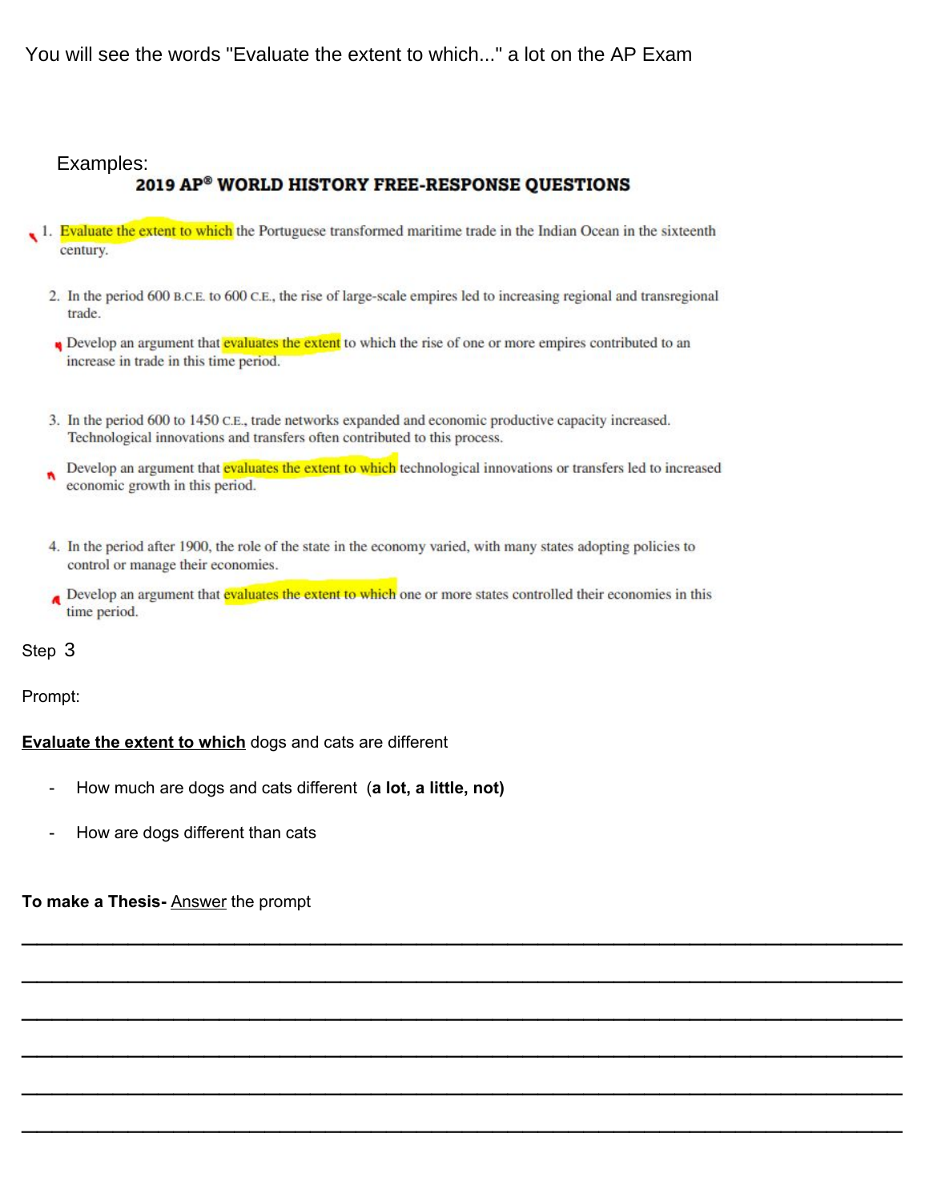You will see the words "Evaluate the extent to which..." a lot on the AP Exam

Examples:

**2019 AP® WORLD HISTORY FREE-RESPONSE QUESTIONS**

1. Evaluate the extent to which the Portuguese transformed maritime trade in the Indian Ocean in the sixteenth century.

2. In the period 600 B.C.E. to 600 C.E., the rise of large-scale empires led to increasing regional and transregional trade.

   Develop an argument that evaluates the extent to which the rise of one or more empires contributed to an increase in trade in this time period.

3. In the period 600 to 1450 C.E., trade networks expanded and economic productive capacity increased. Technological innovations and transfers often contributed to this process.

   Develop an argument that evaluates the extent to which technological innovations or transfers led to increased economic growth in this period.

4. In the period after 1900, the role of the state in the economy varied, with many states adopting policies to control or manage their economies.

   Develop an argument that evaluates the extent to which one or more states controlled their economies in this time period.

Step 3

Prompt:

**Evaluate the extent to which** dogs and cats are different

- How much are dogs and cats different (**a lot, a little, not)**
- How are dogs different than cats

**To make a Thesis-** Answer the prompt

______________________________________________________________________________

______________________________________________________________________________

______________________________________________________________________________

______________________________________________________________________________

______________________________________________________________________________

______________________________________________________________________________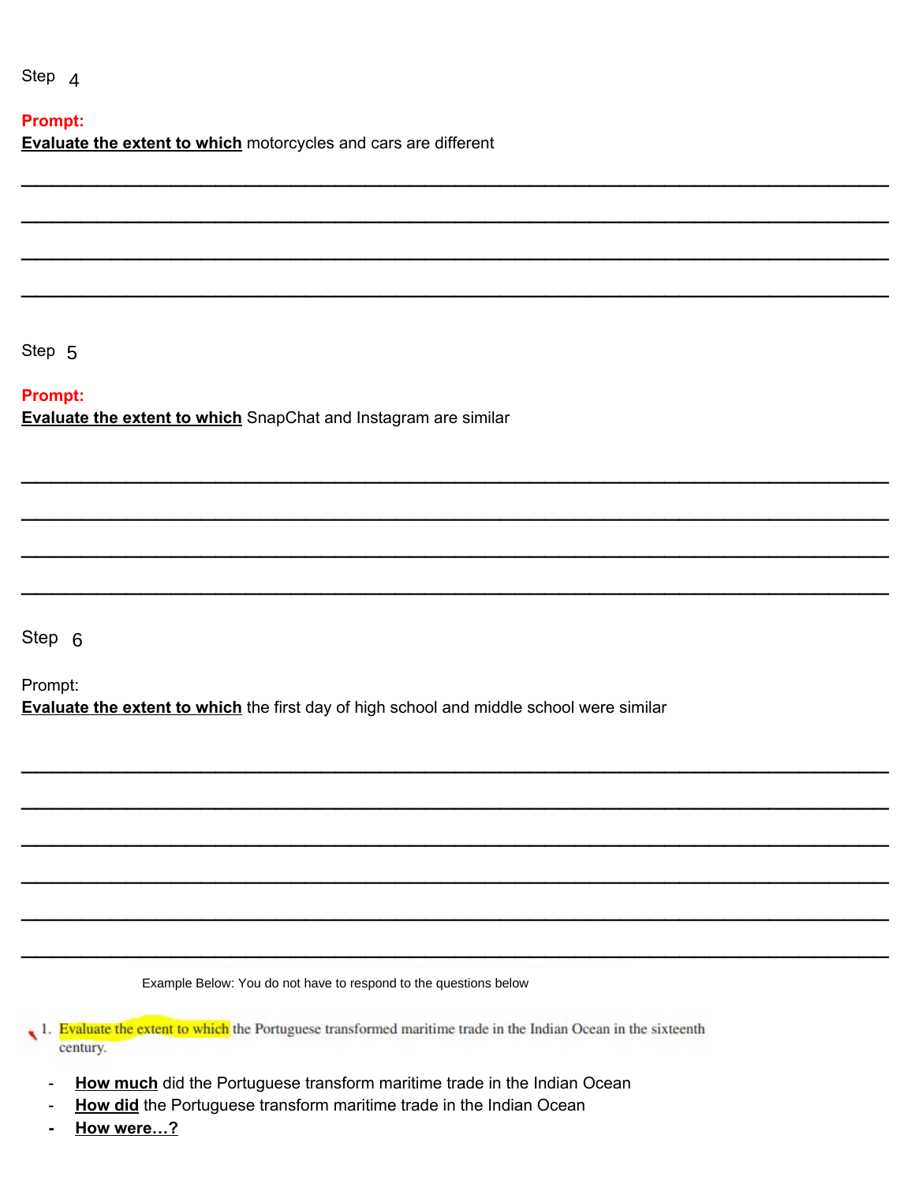Step 4

**Prompt:**
**Evaluate the extent to which** motorcycles and cars are different

\_\_\_\_\_\_\_\_\_\_\_\_\_\_\_\_\_\_\_\_\_\_\_\_\_\_\_\_\_\_\_\_\_\_\_\_\_\_\_\_\_\_\_\_\_\_\_\_\_\_\_\_\_\_\_\_\_\_\_\_\_\_\_\_\_\_\_\_\_\_\_\_\_\_

\_\_\_\_\_\_\_\_\_\_\_\_\_\_\_\_\_\_\_\_\_\_\_\_\_\_\_\_\_\_\_\_\_\_\_\_\_\_\_\_\_\_\_\_\_\_\_\_\_\_\_\_\_\_\_\_\_\_\_\_\_\_\_\_\_\_\_\_\_\_\_\_\_\_

\_\_\_\_\_\_\_\_\_\_\_\_\_\_\_\_\_\_\_\_\_\_\_\_\_\_\_\_\_\_\_\_\_\_\_\_\_\_\_\_\_\_\_\_\_\_\_\_\_\_\_\_\_\_\_\_\_\_\_\_\_\_\_\_\_\_\_\_\_\_\_\_\_\_

\_\_\_\_\_\_\_\_\_\_\_\_\_\_\_\_\_\_\_\_\_\_\_\_\_\_\_\_\_\_\_\_\_\_\_\_\_\_\_\_\_\_\_\_\_\_\_\_\_\_\_\_\_\_\_\_\_\_\_\_\_\_\_\_\_\_\_\_\_\_\_\_\_\_

Step 5

**Prompt:**
**Evaluate the extent to which** SnapChat and Instagram are similar

\_\_\_\_\_\_\_\_\_\_\_\_\_\_\_\_\_\_\_\_\_\_\_\_\_\_\_\_\_\_\_\_\_\_\_\_\_\_\_\_\_\_\_\_\_\_\_\_\_\_\_\_\_\_\_\_\_\_\_\_\_\_\_\_\_\_\_\_\_\_\_\_\_\_

\_\_\_\_\_\_\_\_\_\_\_\_\_\_\_\_\_\_\_\_\_\_\_\_\_\_\_\_\_\_\_\_\_\_\_\_\_\_\_\_\_\_\_\_\_\_\_\_\_\_\_\_\_\_\_\_\_\_\_\_\_\_\_\_\_\_\_\_\_\_\_\_\_\_

\_\_\_\_\_\_\_\_\_\_\_\_\_\_\_\_\_\_\_\_\_\_\_\_\_\_\_\_\_\_\_\_\_\_\_\_\_\_\_\_\_\_\_\_\_\_\_\_\_\_\_\_\_\_\_\_\_\_\_\_\_\_\_\_\_\_\_\_\_\_\_\_\_\_

\_\_\_\_\_\_\_\_\_\_\_\_\_\_\_\_\_\_\_\_\_\_\_\_\_\_\_\_\_\_\_\_\_\_\_\_\_\_\_\_\_\_\_\_\_\_\_\_\_\_\_\_\_\_\_\_\_\_\_\_\_\_\_\_\_\_\_\_\_\_\_\_\_\_

Step 6

Prompt:
**Evaluate the extent to which** the first day of high school and middle school were similar

\_\_\_\_\_\_\_\_\_\_\_\_\_\_\_\_\_\_\_\_\_\_\_\_\_\_\_\_\_\_\_\_\_\_\_\_\_\_\_\_\_\_\_\_\_\_\_\_\_\_\_\_\_\_\_\_\_\_\_\_\_\_\_\_\_\_\_\_\_\_\_\_\_\_

\_\_\_\_\_\_\_\_\_\_\_\_\_\_\_\_\_\_\_\_\_\_\_\_\_\_\_\_\_\_\_\_\_\_\_\_\_\_\_\_\_\_\_\_\_\_\_\_\_\_\_\_\_\_\_\_\_\_\_\_\_\_\_\_\_\_\_\_\_\_\_\_\_\_

\_\_\_\_\_\_\_\_\_\_\_\_\_\_\_\_\_\_\_\_\_\_\_\_\_\_\_\_\_\_\_\_\_\_\_\_\_\_\_\_\_\_\_\_\_\_\_\_\_\_\_\_\_\_\_\_\_\_\_\_\_\_\_\_\_\_\_\_\_\_\_\_\_\_

\_\_\_\_\_\_\_\_\_\_\_\_\_\_\_\_\_\_\_\_\_\_\_\_\_\_\_\_\_\_\_\_\_\_\_\_\_\_\_\_\_\_\_\_\_\_\_\_\_\_\_\_\_\_\_\_\_\_\_\_\_\_\_\_\_\_\_\_\_\_\_\_\_\_

\_\_\_\_\_\_\_\_\_\_\_\_\_\_\_\_\_\_\_\_\_\_\_\_\_\_\_\_\_\_\_\_\_\_\_\_\_\_\_\_\_\_\_\_\_\_\_\_\_\_\_\_\_\_\_\_\_\_\_\_\_\_\_\_\_\_\_\_\_\_\_\_\_\_

\_\_\_\_\_\_\_\_\_\_\_\_\_\_\_\_\_\_\_\_\_\_\_\_\_\_\_\_\_\_\_\_\_\_\_\_\_\_\_\_\_\_\_\_\_\_\_\_\_\_\_\_\_\_\_\_\_\_\_\_\_\_\_\_\_\_\_\_\_\_\_\_\_\_

Example Below: You do not have to respond to the questions below

1. Evaluate the extent to which the Portuguese transformed maritime trade in the Indian Ocean in the sixteenth century.

- **How much** did the Portuguese transform maritime trade in the Indian Ocean
- **How did** the Portuguese transform maritime trade in the Indian Ocean
- **How were…?**